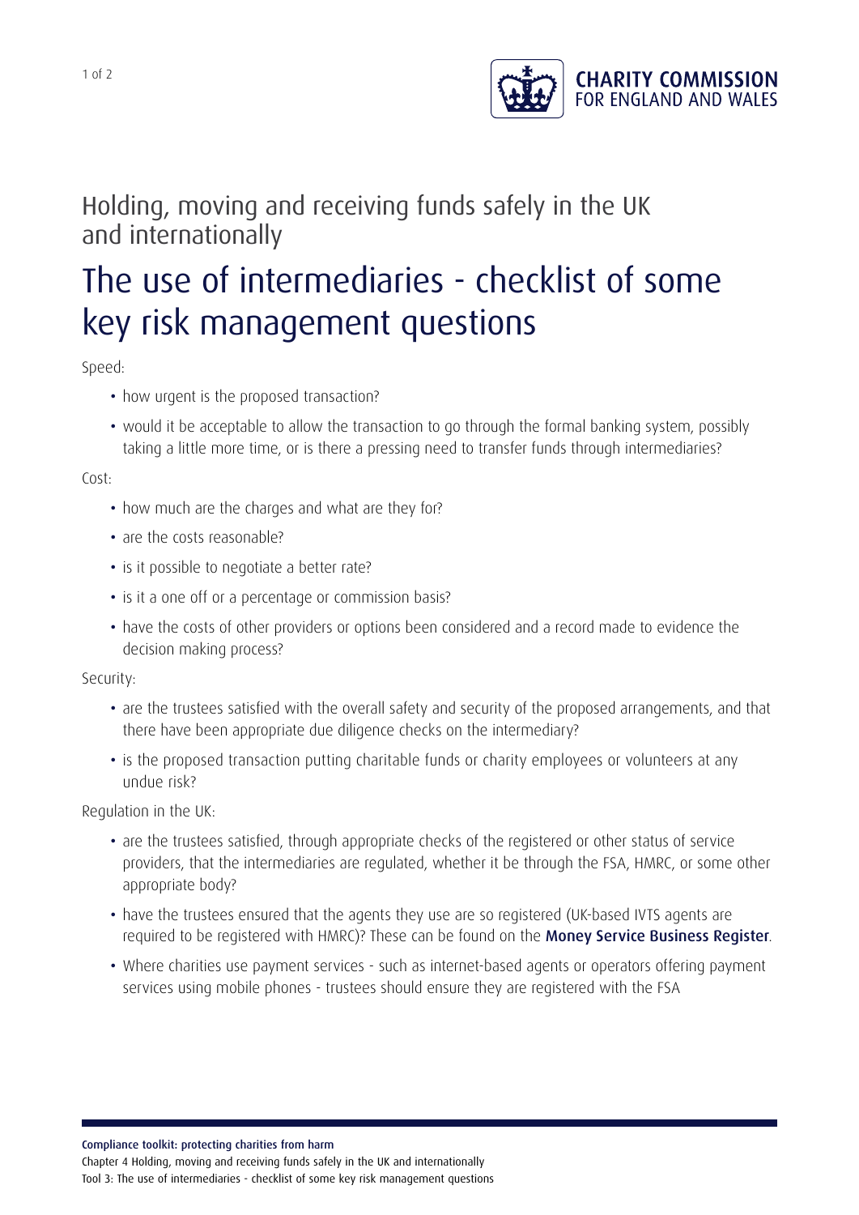# Holding, moving and receiving funds safely in the UK and internationally

# The use of intermediaries - checklist of some key risk management questions

Speed:

- how urgent is the proposed transaction?
- would it be acceptable to allow the transaction to go through the formal banking system, possibly taking a little more time, or is there a pressing need to transfer funds through intermediaries?

Cost:

- how much are the charges and what are they for?
- are the costs reasonable?
- is it possible to negotiate a better rate?
- is it a one off or a percentage or commission basis?
- have the costs of other providers or options been considered and a record made to evidence the decision making process?

Security:

- are the trustees satisfied with the overall safety and security of the proposed arrangements, and that there have been appropriate due diligence checks on the intermediary?
- is the proposed transaction putting charitable funds or charity employees or volunteers at any undue risk?

Regulation in the UK:

- are the trustees satisfied, through appropriate checks of the registered or other status of service providers, that the intermediaries are regulated, whether it be through the FSA, HMRC, or some other appropriate body?
- have the trustees ensured that the agents they use are so registered (UK-based IVTS agents are required to be registered with HMRC)? These can be found on the **Money Service Business Register**.
- Where charities use payment services - such as internet-based agents or operators offering payment services using mobile phones - trustees should ensure they are registered with the FSA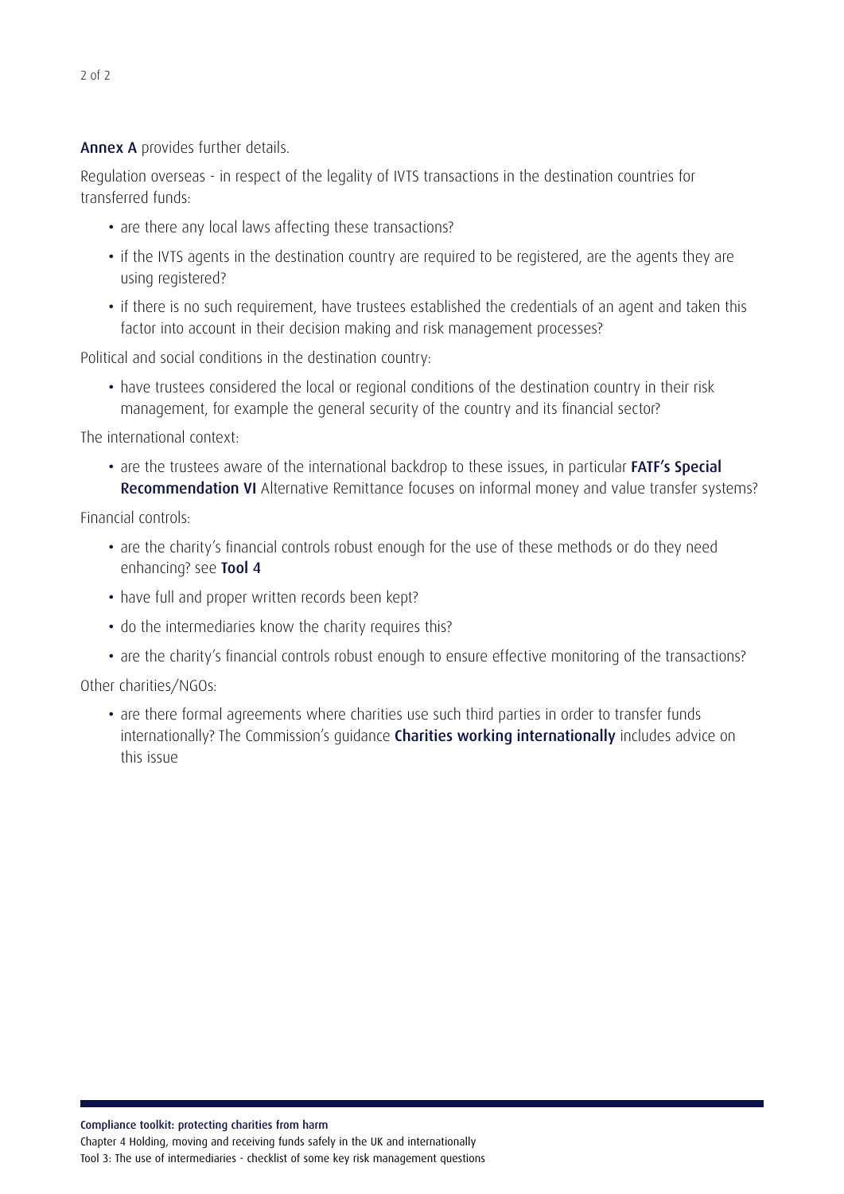**Annex A** provides further details.

Regulation overseas - in respect of the legality of IVTS transactions in the destination countries for transferred funds:

- are there any local laws affecting these transactions?
- if the IVTS agents in the destination country are required to be registered, are the agents they are using registered?
- if there is no such requirement, have trustees established the credentials of an agent and taken this factor into account in their decision making and risk management processes?

Political and social conditions in the destination country:

- have trustees considered the local or regional conditions of the destination country in their risk management, for example the general security of the country and its financial sector?

The international context:

- are the trustees aware of the international backdrop to these issues, in particular **FATF's Special Recommendation VI** Alternative Remittance focuses on informal money and value transfer systems?

Financial controls:

- are the charity's financial controls robust enough for the use of these methods or do they need enhancing? see **Tool 4**
- have full and proper written records been kept?
- do the intermediaries know the charity requires this?
- are the charity's financial controls robust enough to ensure effective monitoring of the transactions?

Other charities/NGOs:

- are there formal agreements where charities use such third parties in order to transfer funds internationally? The Commission's guidance **Charities working internationally** includes advice on this issue